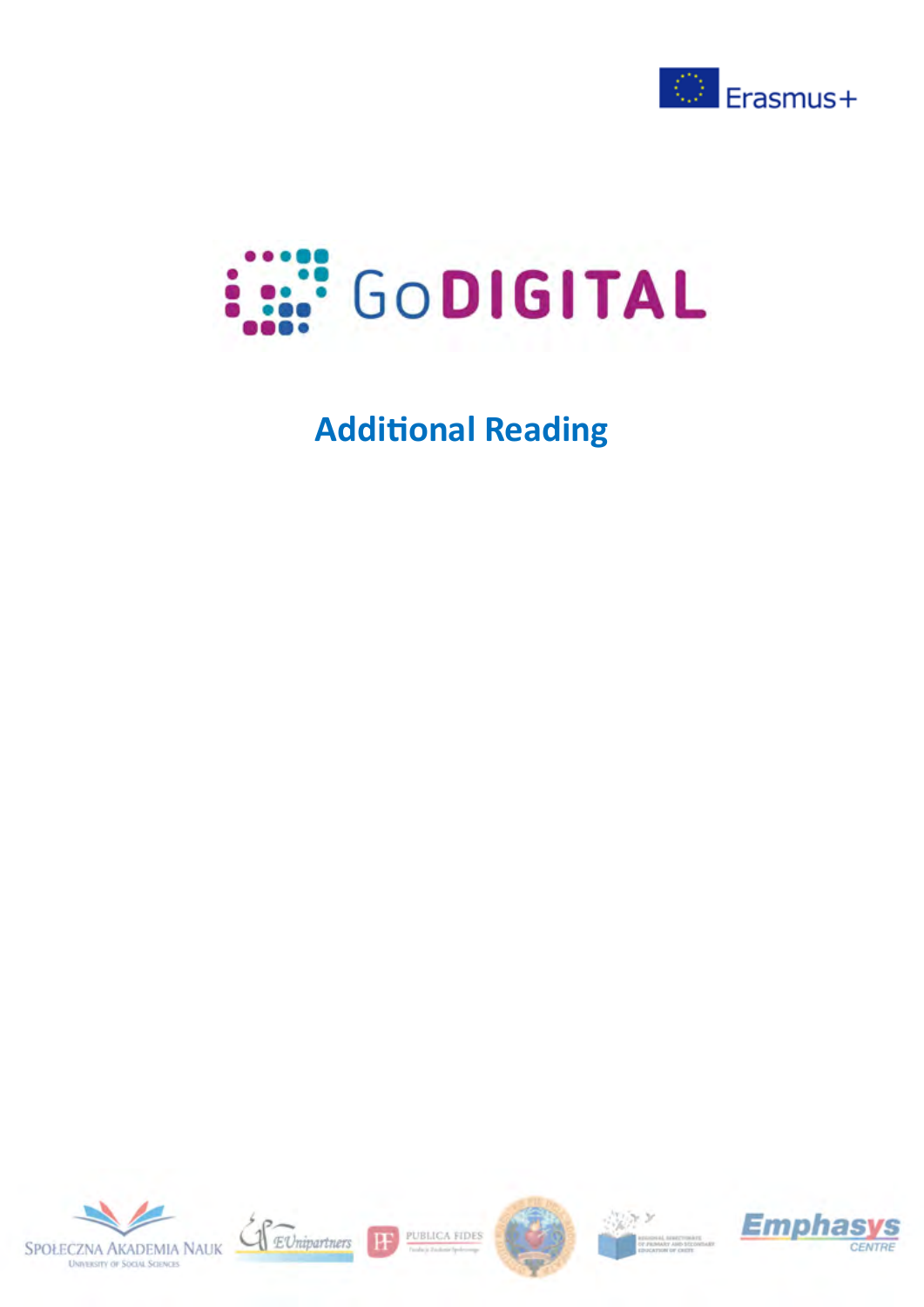Erasmus+

# GoDIGITAL

## Additional Reading

SPOŁECZNA AKADEMIA NAUK
UNIVERSITY OF SOCIAL SCIENCES

EUnipartners

PUBLICA FIDES

Emphasys CENTRE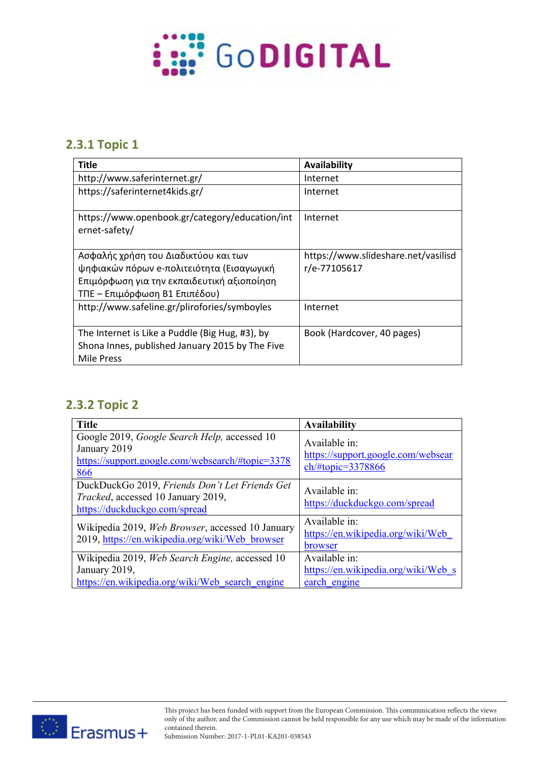### 2.3.1 Topic 1

| Title | Availability |
|---|---|
| http://www.saferinternet.gr/ | Internet |
| https://saferinternet4kids.gr/ | Internet |
| https://www.openbook.gr/category/education/internet-safety/ | Internet |
| Ασφαλής χρήση του Διαδικτύου και των ψηφιακών πόρων e-πολιτειότητα (Εισαγωγική Επιμόρφωση για την εκπαιδευτική αξιοποίηση ΤΠΕ – Επιμόρφωση Β1 Επιπέδου) | https://www.slideshare.net/vasilisdr/e-77105617 |
| http://www.safeline.gr/plirofories/symboyles | Internet |
| The Internet is Like a Puddle (Big Hug, #3), by Shona Innes, published January 2015 by The Five Mile Press | Book (Hardcover, 40 pages) |

### 2.3.2 Topic 2

| Title | Availability |
|---|---|
| Google 2019, *Google Search Help,* accessed 10 January 2019 https://support.google.com/websearch/#topic=3378866 | Available in: https://support.google.com/websearch/#topic=3378866 |
| DuckDuckGo 2019, *Friends Don't Let Friends Get Tracked*, accessed 10 January 2019, https://duckduckgo.com/spread | Available in: https://duckduckgo.com/spread |
| Wikipedia 2019, *Web Browser*, accessed 10 January 2019, https://en.wikipedia.org/wiki/Web_browser | Available in: https://en.wikipedia.org/wiki/Web_browser |
| Wikipedia 2019, *Web Search Engine,* accessed 10 January 2019, https://en.wikipedia.org/wiki/Web_search_engine | Available in: https://en.wikipedia.org/wiki/Web_search_engine |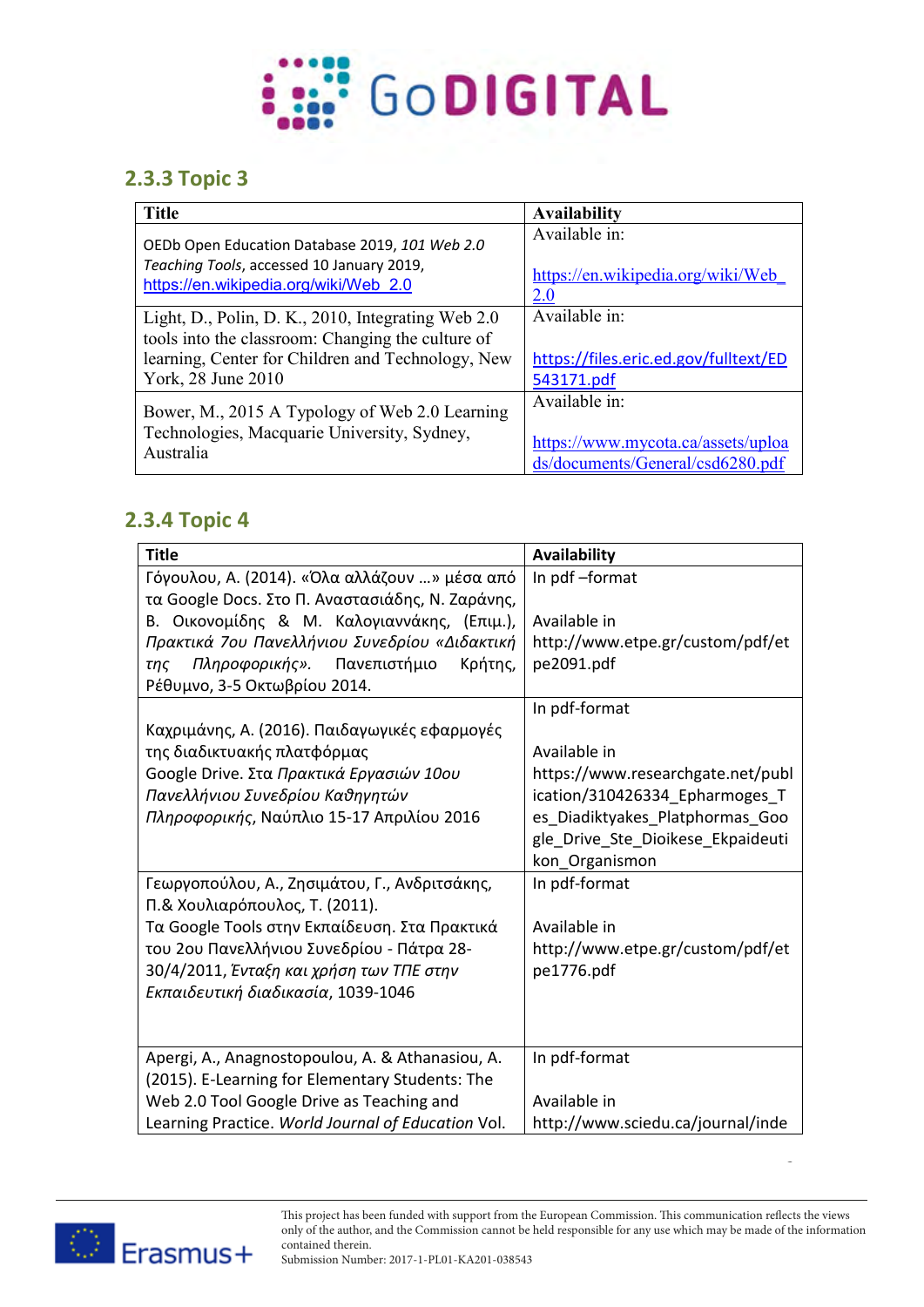### 2.3.3 Topic 3

| Title | Availability |
|---|---|
| OEDb Open Education Database 2019, *101 Web 2.0 Teaching Tools*, accessed 10 January 2019, https://en.wikipedia.org/wiki/Web_2.0 | Available in: https://en.wikipedia.org/wiki/Web_2.0 |
| Light, D., Polin, D. K., 2010, Integrating Web 2.0 tools into the classroom: Changing the culture of learning, Center for Children and Technology, New York, 28 June 2010 | Available in: https://files.eric.ed.gov/fulltext/ED543171.pdf |
| Bower, M., 2015 A Typology of Web 2.0 Learning Technologies, Macquarie University, Sydney, Australia | Available in: https://www.mycota.ca/assets/uploads/documents/General/csd6280.pdf |

### 2.3.4 Topic 4

| Title | Availability |
|---|---|
| Γόγουλου, Α. (2014). «Όλα αλλάζουν …» μέσα από τα Google Docs. Στο Π. Αναστασιάδης, Ν. Ζαράνης, Β. Οικονομίδης & Μ. Καλογιαννάκης, (Επιμ.), *Πρακτικά 7ου Πανελλήνιου Συνεδρίου «Διδακτική της Πληροφορικής».* Πανεπιστήμιο Κρήτης, Ρέθυμνο, 3-5 Οκτωβρίου 2014. | In pdf –format<br><br>Available in http://www.etpe.gr/custom/pdf/etpe2091.pdf |
| Καχριμάνης, Α. (2016). Παιδαγωγικές εφαρμογές της διαδικτυακής πλατφόρμας Google Drive. Στα *Πρακτικά Εργασιών 10ου Πανελλήνιου Συνεδρίου Καθηγητών Πληροφορικής*, Ναύπλιο 15-17 Απριλίου 2016 | In pdf-format<br><br>Available in https://www.researchgate.net/publication/310426334_Epharmoges_Tes_Diadiktyakes_Platphormas_Google_Drive_Ste_Dioikese_Ekpaideutikon_Organismon |
| Γεωργοπούλου, Α., Ζησιμάτου, Γ., Ανδριτσάκης, Π.& Χουλιαρόπουλος, Τ. (2011). Τα Google Tools στην Εκπαίδευση. Στα Πρακτικά του 2ου Πανελλήνιου Συνεδρίου - Πάτρα 28-30/4/2011, *Ένταξη και χρήση των ΤΠΕ στην Εκπαιδευτική διαδικασία*, 1039-1046 | In pdf-format<br><br>Available in http://www.etpe.gr/custom/pdf/etpe1776.pdf |
| Apergi, A., Anagnostopoulou, A. & Athanasiou, A. (2015). E-Learning for Elementary Students: The Web 2.0 Tool Google Drive as Teaching and Learning Practice. *World Journal of Education* Vol. | In pdf-format<br><br>Available in http://www.sciedu.ca/journal/inde |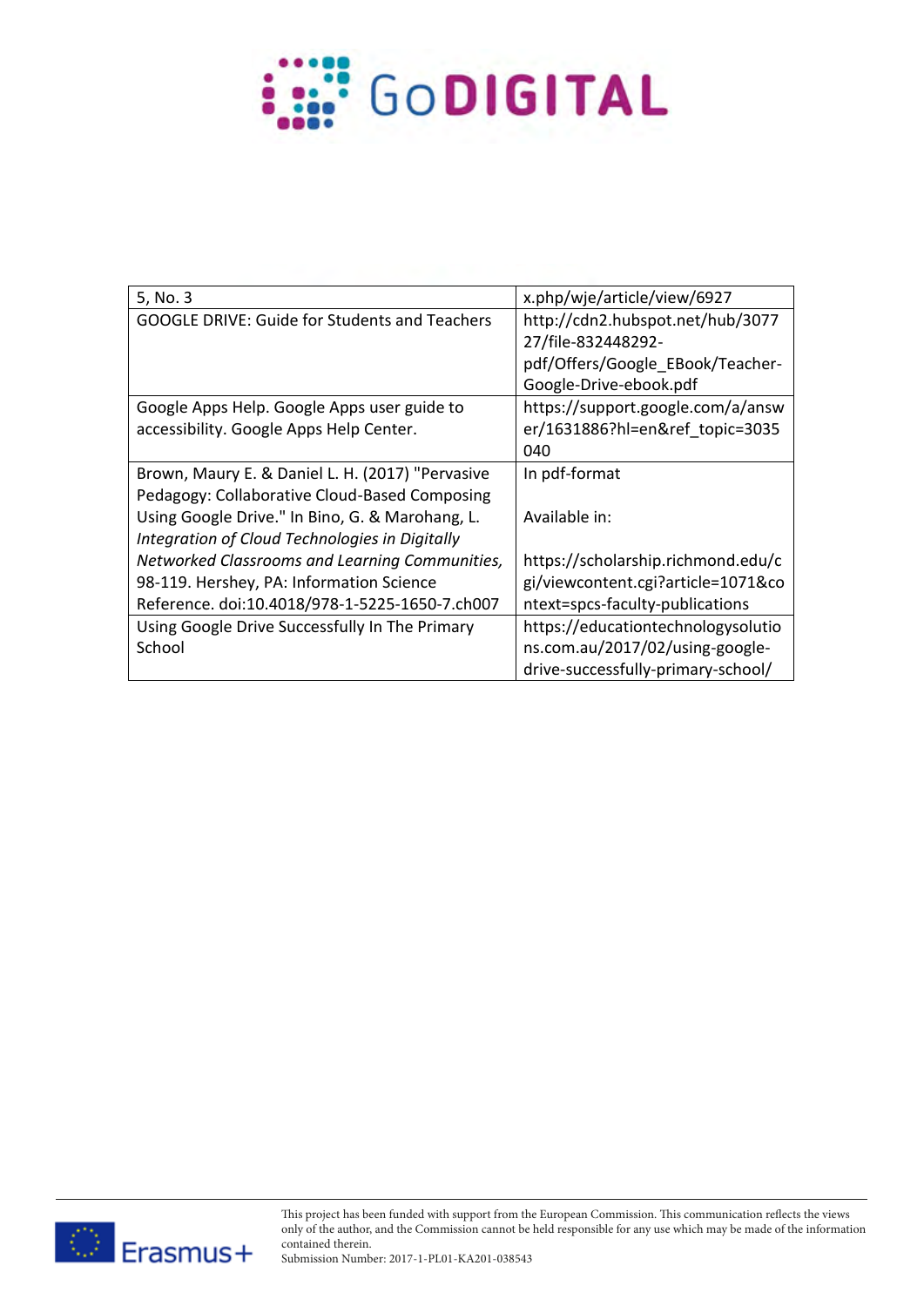| | |
|---|---|
| 5, No. 3 | x.php/wje/article/view/6927 |
| GOOGLE DRIVE: Guide for Students and Teachers | http://cdn2.hubspot.net/hub/307727/file-832448292-pdf/Offers/Google_EBook/Teacher-Google-Drive-ebook.pdf |
| Google Apps Help. Google Apps user guide to accessibility. Google Apps Help Center. | https://support.google.com/a/answer/1631886?hl=en&ref_topic=3035040 |
| Brown, Maury E. & Daniel L. H. (2017) "Pervasive Pedagogy: Collaborative Cloud-Based Composing Using Google Drive." In Bino, G. & Marohang, L. *Integration of Cloud Technologies in Digitally Networked Classrooms and Learning Communities*, 98-119. Hershey, PA: Information Science Reference. doi:10.4018/978-1-5225-1650-7.ch007 | In pdf-format<br><br>Available in:<br><br>https://scholarship.richmond.edu/cgi/viewcontent.cgi?article=1071&context=spcs-faculty-publications |
| Using Google Drive Successfully In The Primary School | https://educationtechnologysolutions.com.au/2017/02/using-google-drive-successfully-primary-school/ |